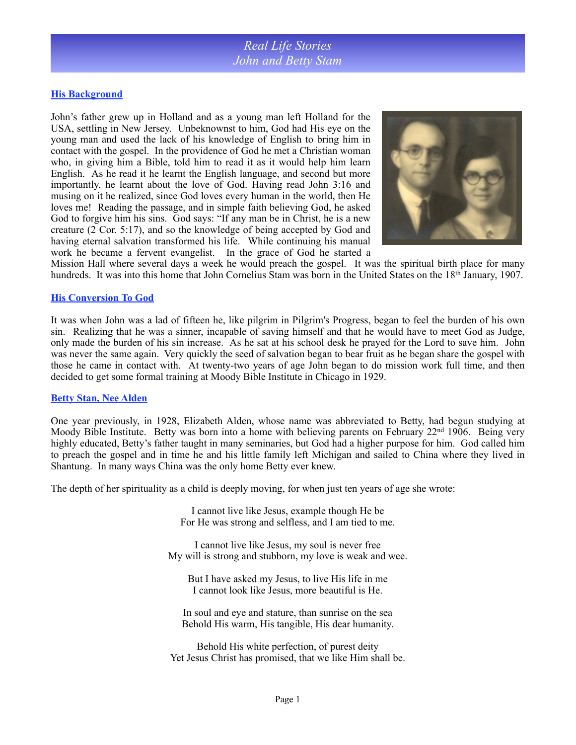# Real Life Stories
# John and Betty Stam

## His Background

John's father grew up in Holland and as a young man left Holland for the USA, settling in New Jersey. Unbeknownst to him, God had His eye on the young man and used the lack of his knowledge of English to bring him in contact with the gospel. In the providence of God he met a Christian woman who, in giving him a Bible, told him to read it as it would help him learn English. As he read it he learnt the English language, and second but more importantly, he learnt about the love of God. Having read John 3:16 and musing on it he realized, since God loves every human in the world, then He loves me! Reading the passage, and in simple faith believing God, he asked God to forgive him his sins. God says: "If any man be in Christ, he is a new creature (2 Cor. 5:17), and so the knowledge of being accepted by God and having eternal salvation transformed his life. While continuing his manual work he became a fervent evangelist. In the grace of God he started a Mission Hall where several days a week he would preach the gospel. It was the spiritual birth place for many hundreds. It was into this home that John Cornelius Stam was born in the United States on the 18th January, 1907.

## His Conversion To God

It was when John was a lad of fifteen he, like pilgrim in Pilgrim's Progress, began to feel the burden of his own sin. Realizing that he was a sinner, incapable of saving himself and that he would have to meet God as Judge, only made the burden of his sin increase. As he sat at his school desk he prayed for the Lord to save him. John was never the same again. Very quickly the seed of salvation began to bear fruit as he began share the gospel with those he came in contact with. At twenty-two years of age John began to do mission work full time, and then decided to get some formal training at Moody Bible Institute in Chicago in 1929.

## Betty Stan, Nee Alden

One year previously, in 1928, Elizabeth Alden, whose name was abbreviated to Betty, had begun studying at Moody Bible Institute. Betty was born into a home with believing parents on February 22nd 1906. Being very highly educated, Betty's father taught in many seminaries, but God had a higher purpose for him. God called him to preach the gospel and in time he and his little family left Michigan and sailed to China where they lived in Shantung. In many ways China was the only home Betty ever knew.

The depth of her spirituality as a child is deeply moving, for when just ten years of age she wrote:

I cannot live like Jesus, example though He be
For He was strong and selfless, and I am tied to me.

I cannot live like Jesus, my soul is never free
My will is strong and stubborn, my love is weak and wee.

But I have asked my Jesus, to live His life in me
I cannot look like Jesus, more beautiful is He.

In soul and eye and stature, than sunrise on the sea
Behold His warm, His tangible, His dear humanity.

Behold His white perfection, of purest deity
Yet Jesus Christ has promised, that we like Him shall be.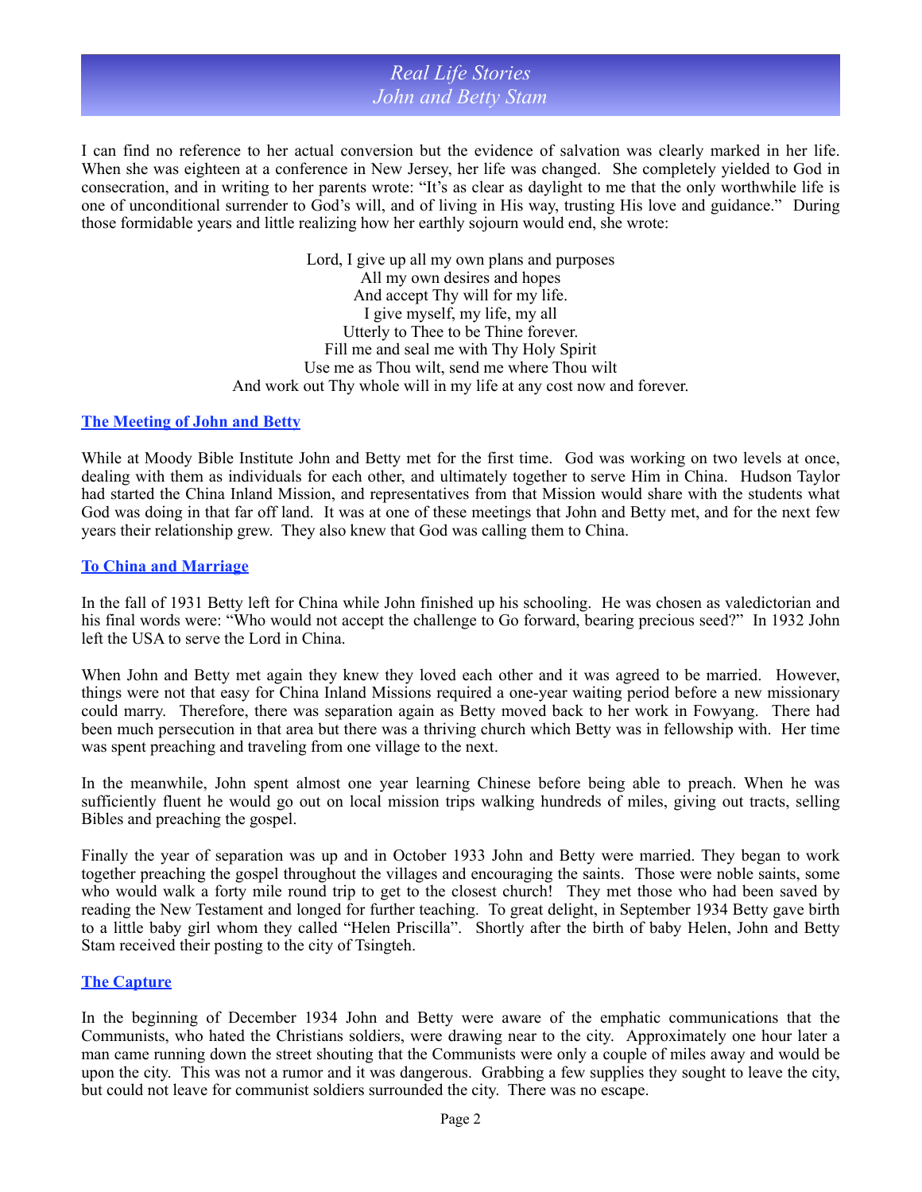I can find no reference to her actual conversion but the evidence of salvation was clearly marked in her life. When she was eighteen at a conference in New Jersey, her life was changed. She completely yielded to God in consecration, and in writing to her parents wrote: "It's as clear as daylight to me that the only worthwhile life is one of unconditional surrender to God's will, and of living in His way, trusting His love and guidance." During those formidable years and little realizing how her earthly sojourn would end, she wrote:

Lord, I give up all my own plans and purposes
All my own desires and hopes
And accept Thy will for my life.
I give myself, my life, my all
Utterly to Thee to be Thine forever.
Fill me and seal me with Thy Holy Spirit
Use me as Thou wilt, send me where Thou wilt
And work out Thy whole will in my life at any cost now and forever.

## The Meeting of John and Betty

While at Moody Bible Institute John and Betty met for the first time. God was working on two levels at once, dealing with them as individuals for each other, and ultimately together to serve Him in China. Hudson Taylor had started the China Inland Mission, and representatives from that Mission would share with the students what God was doing in that far off land. It was at one of these meetings that John and Betty met, and for the next few years their relationship grew. They also knew that God was calling them to China.

## To China and Marriage

In the fall of 1931 Betty left for China while John finished up his schooling. He was chosen as valedictorian and his final words were: "Who would not accept the challenge to Go forward, bearing precious seed?" In 1932 John left the USA to serve the Lord in China.

When John and Betty met again they knew they loved each other and it was agreed to be married. However, things were not that easy for China Inland Missions required a one-year waiting period before a new missionary could marry. Therefore, there was separation again as Betty moved back to her work in Fowyang. There had been much persecution in that area but there was a thriving church which Betty was in fellowship with. Her time was spent preaching and traveling from one village to the next.

In the meanwhile, John spent almost one year learning Chinese before being able to preach. When he was sufficiently fluent he would go out on local mission trips walking hundreds of miles, giving out tracts, selling Bibles and preaching the gospel.

Finally the year of separation was up and in October 1933 John and Betty were married. They began to work together preaching the gospel throughout the villages and encouraging the saints. Those were noble saints, some who would walk a forty mile round trip to get to the closest church! They met those who had been saved by reading the New Testament and longed for further teaching. To great delight, in September 1934 Betty gave birth to a little baby girl whom they called "Helen Priscilla". Shortly after the birth of baby Helen, John and Betty Stam received their posting to the city of Tsingteh.

## The Capture

In the beginning of December 1934 John and Betty were aware of the emphatic communications that the Communists, who hated the Christians soldiers, were drawing near to the city. Approximately one hour later a man came running down the street shouting that the Communists were only a couple of miles away and would be upon the city. This was not a rumor and it was dangerous. Grabbing a few supplies they sought to leave the city, but could not leave for communist soldiers surrounded the city. There was no escape.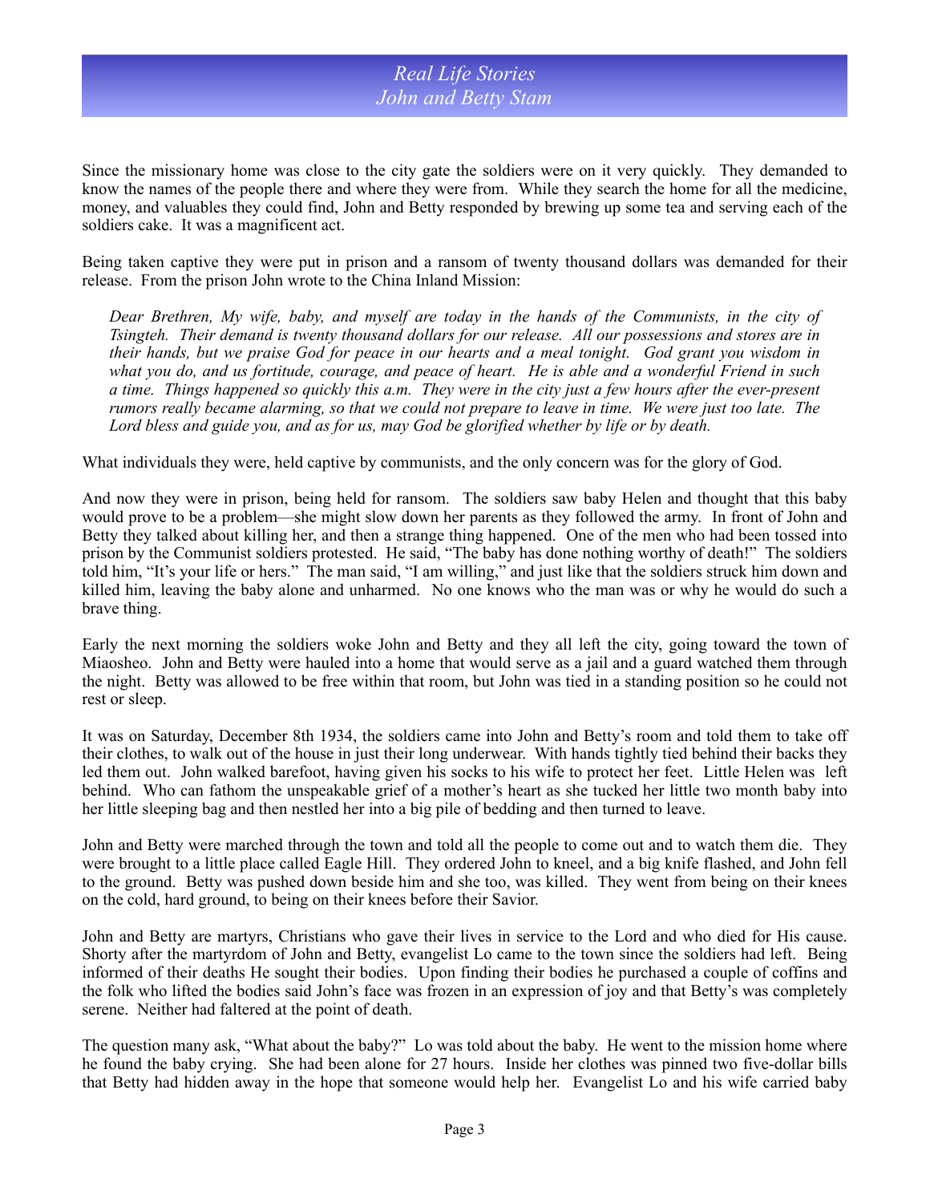Since the missionary home was close to the city gate the soldiers were on it very quickly. They demanded to know the names of the people there and where they were from. While they search the home for all the medicine, money, and valuables they could find, John and Betty responded by brewing up some tea and serving each of the soldiers cake. It was a magnificent act.

Being taken captive they were put in prison and a ransom of twenty thousand dollars was demanded for their release. From the prison John wrote to the China Inland Mission:

> *Dear Brethren, My wife, baby, and myself are today in the hands of the Communists, in the city of Tsingteh. Their demand is twenty thousand dollars for our release. All our possessions and stores are in their hands, but we praise God for peace in our hearts and a meal tonight. God grant you wisdom in what you do, and us fortitude, courage, and peace of heart. He is able and a wonderful Friend in such a time. Things happened so quickly this a.m. They were in the city just a few hours after the ever-present rumors really became alarming, so that we could not prepare to leave in time. We were just too late. The Lord bless and guide you, and as for us, may God be glorified whether by life or by death.*

What individuals they were, held captive by communists, and the only concern was for the glory of God.

And now they were in prison, being held for ransom. The soldiers saw baby Helen and thought that this baby would prove to be a problem—she might slow down her parents as they followed the army. In front of John and Betty they talked about killing her, and then a strange thing happened. One of the men who had been tossed into prison by the Communist soldiers protested. He said, "The baby has done nothing worthy of death!" The soldiers told him, "It's your life or hers." The man said, "I am willing," and just like that the soldiers struck him down and killed him, leaving the baby alone and unharmed. No one knows who the man was or why he would do such a brave thing.

Early the next morning the soldiers woke John and Betty and they all left the city, going toward the town of Miaosheo. John and Betty were hauled into a home that would serve as a jail and a guard watched them through the night. Betty was allowed to be free within that room, but John was tied in a standing position so he could not rest or sleep.

It was on Saturday, December 8th 1934, the soldiers came into John and Betty's room and told them to take off their clothes, to walk out of the house in just their long underwear. With hands tightly tied behind their backs they led them out. John walked barefoot, having given his socks to his wife to protect her feet. Little Helen was left behind. Who can fathom the unspeakable grief of a mother's heart as she tucked her little two month baby into her little sleeping bag and then nestled her into a big pile of bedding and then turned to leave.

John and Betty were marched through the town and told all the people to come out and to watch them die. They were brought to a little place called Eagle Hill. They ordered John to kneel, and a big knife flashed, and John fell to the ground. Betty was pushed down beside him and she too, was killed. They went from being on their knees on the cold, hard ground, to being on their knees before their Savior.

John and Betty are martyrs, Christians who gave their lives in service to the Lord and who died for His cause. Shorty after the martyrdom of John and Betty, evangelist Lo came to the town since the soldiers had left. Being informed of their deaths He sought their bodies. Upon finding their bodies he purchased a couple of coffins and the folk who lifted the bodies said John's face was frozen in an expression of joy and that Betty's was completely serene. Neither had faltered at the point of death.

The question many ask, "What about the baby?" Lo was told about the baby. He went to the mission home where he found the baby crying. She had been alone for 27 hours. Inside her clothes was pinned two five-dollar bills that Betty had hidden away in the hope that someone would help her. Evangelist Lo and his wife carried baby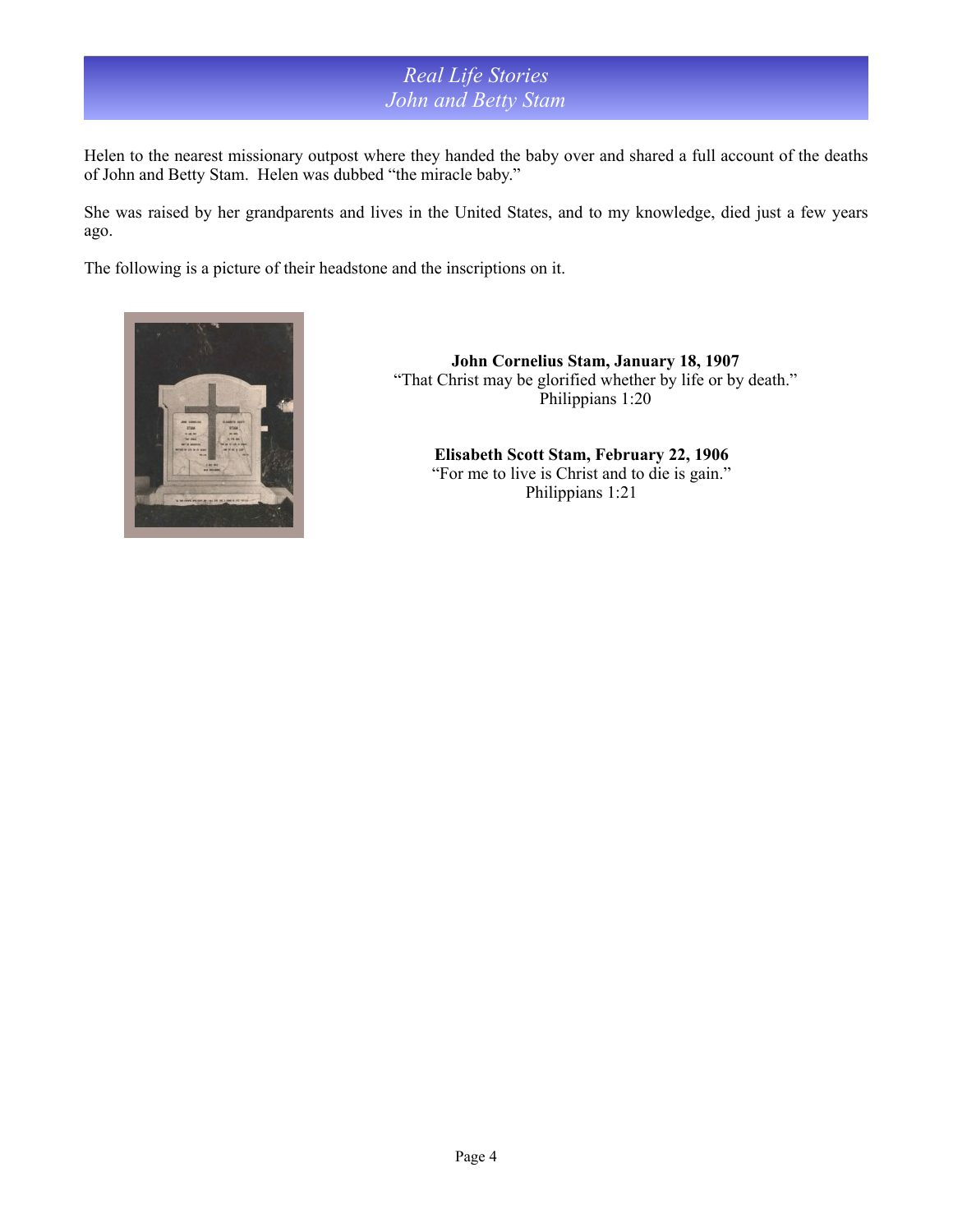Helen to the nearest missionary outpost where they handed the baby over and shared a full account of the deaths of John and Betty Stam. Helen was dubbed "the miracle baby."

She was raised by her grandparents and lives in the United States, and to my knowledge, died just a few years ago.

The following is a picture of their headstone and the inscriptions on it.

**John Cornelius Stam, January 18, 1907**
"That Christ may be glorified whether by life or by death."
Philippians 1:20

**Elisabeth Scott Stam, February 22, 1906**
"For me to live is Christ and to die is gain."
Philippians 1:21